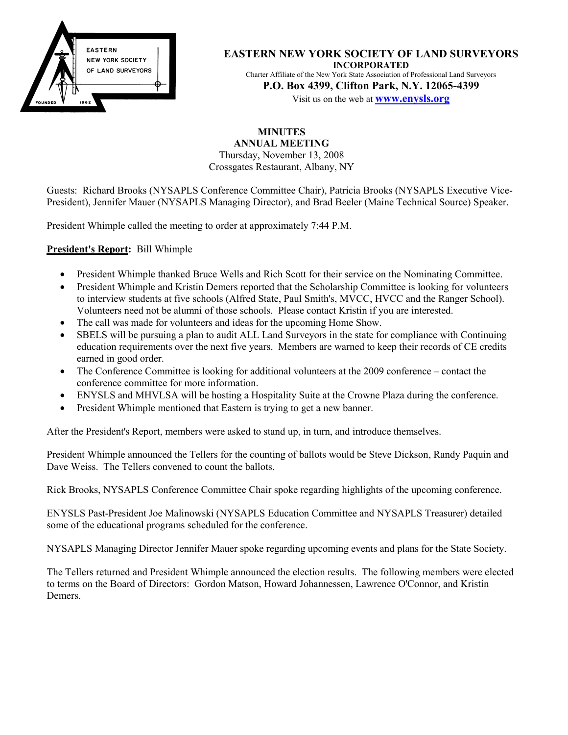# EASTERN NEW YORK SOCIETY OF LAND SURVEYORS

**INCORPORATED**

Charter Affiliate of the New York State Association of Professional Land Surveyors

**P.O. Box 4399, Clifton Park, N.Y. 12065-4399**

Visit us on the web at **www.enysls.org**

## MINUTES
## ANNUAL MEETING

Thursday, November 13, 2008
Crossgates Restaurant, Albany, NY

Guests: Richard Brooks (NYSAPLS Conference Committee Chair), Patricia Brooks (NYSAPLS Executive Vice-President), Jennifer Mauer (NYSAPLS Managing Director), and Brad Beeler (Maine Technical Source) Speaker.

President Whimple called the meeting to order at approximately 7:44 P.M.

**President's Report:** Bill Whimple

- President Whimple thanked Bruce Wells and Rich Scott for their service on the Nominating Committee.
- President Whimple and Kristin Demers reported that the Scholarship Committee is looking for volunteers to interview students at five schools (Alfred State, Paul Smith's, MVCC, HVCC and the Ranger School). Volunteers need not be alumni of those schools. Please contact Kristin if you are interested.
- The call was made for volunteers and ideas for the upcoming Home Show.
- SBELS will be pursuing a plan to audit ALL Land Surveyors in the state for compliance with Continuing education requirements over the next five years. Members are warned to keep their records of CE credits earned in good order.
- The Conference Committee is looking for additional volunteers at the 2009 conference – contact the conference committee for more information.
- ENYSLS and MHVLSA will be hosting a Hospitality Suite at the Crowne Plaza during the conference.
- President Whimple mentioned that Eastern is trying to get a new banner.

After the President's Report, members were asked to stand up, in turn, and introduce themselves.

President Whimple announced the Tellers for the counting of ballots would be Steve Dickson, Randy Paquin and Dave Weiss. The Tellers convened to count the ballots.

Rick Brooks, NYSAPLS Conference Committee Chair spoke regarding highlights of the upcoming conference.

ENYSLS Past-President Joe Malinowski (NYSAPLS Education Committee and NYSAPLS Treasurer) detailed some of the educational programs scheduled for the conference.

NYSAPLS Managing Director Jennifer Mauer spoke regarding upcoming events and plans for the State Society.

The Tellers returned and President Whimple announced the election results. The following members were elected to terms on the Board of Directors: Gordon Matson, Howard Johannessen, Lawrence O'Connor, and Kristin Demers.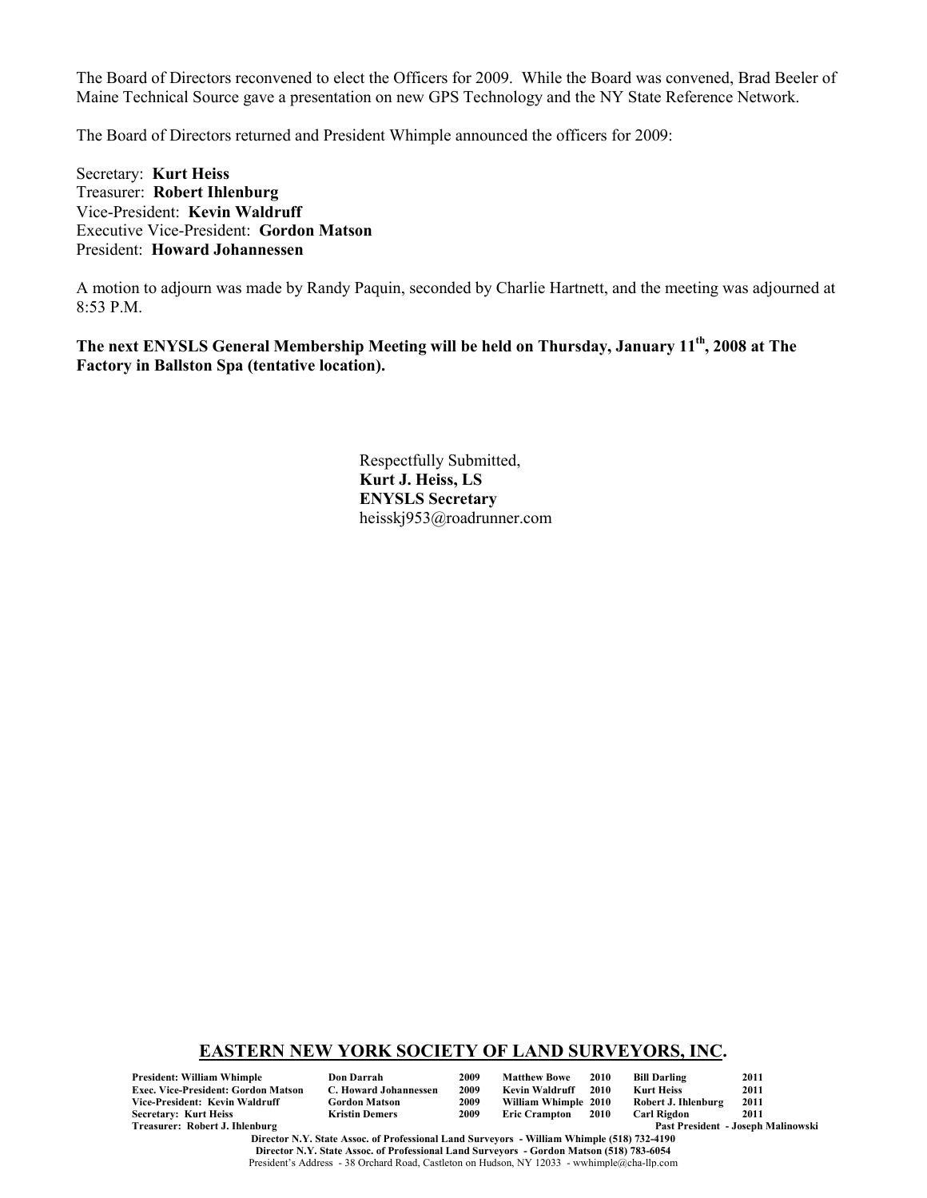The Board of Directors reconvened to elect the Officers for 2009. While the Board was convened, Brad Beeler of Maine Technical Source gave a presentation on new GPS Technology and the NY State Reference Network.

The Board of Directors returned and President Whimple announced the officers for 2009:

Secretary: **Kurt Heiss**
Treasurer: **Robert Ihlenburg**
Vice-President: **Kevin Waldruff**
Executive Vice-President: **Gordon Matson**
President: **Howard Johannessen**

A motion to adjourn was made by Randy Paquin, seconded by Charlie Hartnett, and the meeting was adjourned at 8:53 P.M.

**The next ENYSLS General Membership Meeting will be held on Thursday, January 11th, 2008 at The Factory in Ballston Spa (tentative location).**

Respectfully Submitted,
**Kurt J. Heiss, LS**
**ENYSLS Secretary**
heisskj953@roadrunner.com

## EASTERN NEW YORK SOCIETY OF LAND SURVEYORS, INC.

| | | | | | | | |
|---|---|---|---|---|---|---|---|
| **President: William Whimple** | **Don Darrah** | **2009** | **Matthew Bowe** | **2010** | **Bill Darling** | **2011** | |
| **Exec. Vice-President: Gordon Matson** | **C. Howard Johannessen** | **2009** | **Kevin Waldruff** | **2010** | **Kurt Heiss** | **2011** | |
| **Vice-President: Kevin Waldruff** | **Gordon Matson** | **2009** | **William Whimple** | **2010** | **Robert J. Ihlenburg** | **2011** | |
| **Secretary: Kurt Heiss** | **Kristin Demers** | **2009** | **Eric Crampton** | **2010** | **Carl Rigdon** | **2011** | |
| **Treasurer: Robert J. Ihlenburg** | | | | | **Past President - Joseph Malinowski** | | |

**Director N.Y. State Assoc. of Professional Land Surveyors - William Whimple (518) 732-4190**
**Director N.Y. State Assoc. of Professional Land Surveyors - Gordon Matson (518) 783-6054**
President's Address - 38 Orchard Road, Castleton on Hudson, NY 12033 - wwhimple@cha-llp.com